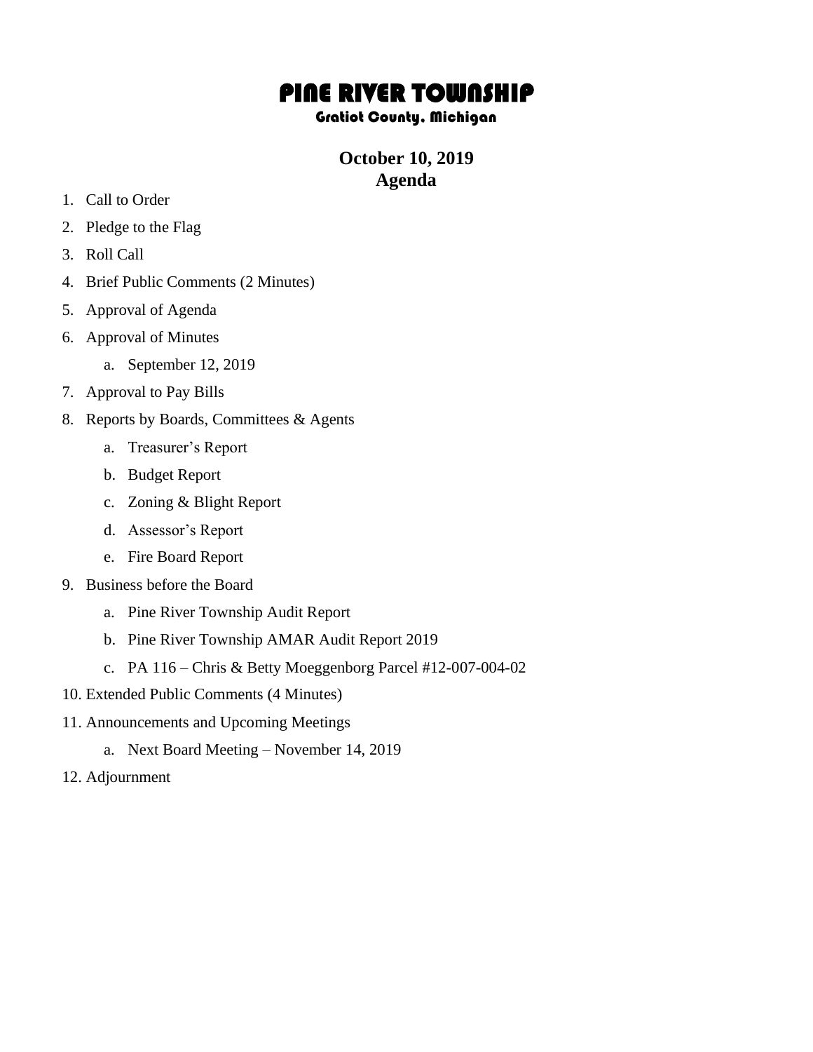# PINE RIVER TOWNSHIP

### Gratiot County, Michigan

## October 10, 2019
## Agenda

1. Call to Order
2. Pledge to the Flag
3. Roll Call
4. Brief Public Comments (2 Minutes)
5. Approval of Agenda
6. Approval of Minutes
    a. September 12, 2019
7. Approval to Pay Bills
8. Reports by Boards, Committees & Agents
    a. Treasurer's Report
    b. Budget Report
    c. Zoning & Blight Report
    d. Assessor's Report
    e. Fire Board Report
9. Business before the Board
    a. Pine River Township Audit Report
    b. Pine River Township AMAR Audit Report 2019
    c. PA 116 – Chris & Betty Moeggenborg Parcel #12-007-004-02
10. Extended Public Comments (4 Minutes)
11. Announcements and Upcoming Meetings
    a. Next Board Meeting – November 14, 2019
12. Adjournment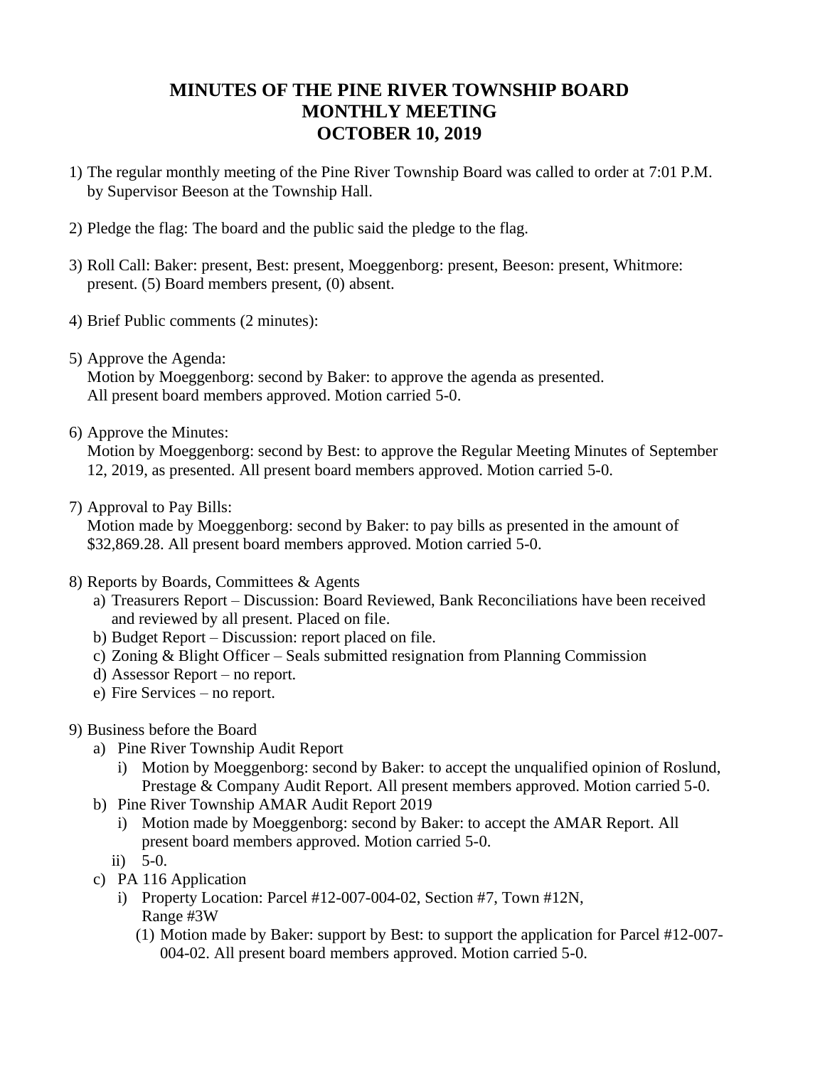# MINUTES OF THE PINE RIVER TOWNSHIP BOARD MONTHLY MEETING OCTOBER 10, 2019

1) The regular monthly meeting of the Pine River Township Board was called to order at 7:01 P.M. by Supervisor Beeson at the Township Hall.

2) Pledge the flag: The board and the public said the pledge to the flag.

3) Roll Call: Baker: present, Best: present, Moeggenborg: present, Beeson: present, Whitmore: present. (5) Board members present, (0) absent.

4) Brief Public comments (2 minutes):

5) Approve the Agenda:
   Motion by Moeggenborg: second by Baker: to approve the agenda as presented. All present board members approved. Motion carried 5-0.

6) Approve the Minutes:
   Motion by Moeggenborg: second by Best: to approve the Regular Meeting Minutes of September 12, 2019, as presented. All present board members approved. Motion carried 5-0.

7) Approval to Pay Bills:
   Motion made by Moeggenborg: second by Baker: to pay bills as presented in the amount of $32,869.28. All present board members approved. Motion carried 5-0.

8) Reports by Boards, Committees & Agents
   a) Treasurers Report – Discussion: Board Reviewed, Bank Reconciliations have been received and reviewed by all present. Placed on file.
   b) Budget Report – Discussion: report placed on file.
   c) Zoning & Blight Officer – Seals submitted resignation from Planning Commission
   d) Assessor Report – no report.
   e) Fire Services – no report.

9) Business before the Board
   a) Pine River Township Audit Report
      i) Motion by Moeggenborg: second by Baker: to accept the unqualified opinion of Roslund, Prestage & Company Audit Report. All present members approved. Motion carried 5-0.
   b) Pine River Township AMAR Audit Report 2019
      i) Motion made by Moeggenborg: second by Baker: to accept the AMAR Report. All present board members approved. Motion carried 5-0.
      ii) 5-0.
   c) PA 116 Application
      i) Property Location: Parcel #12-007-004-02, Section #7, Town #12N, Range #3W
         (1) Motion made by Baker: support by Best: to support the application for Parcel #12-007-004-02. All present board members approved. Motion carried 5-0.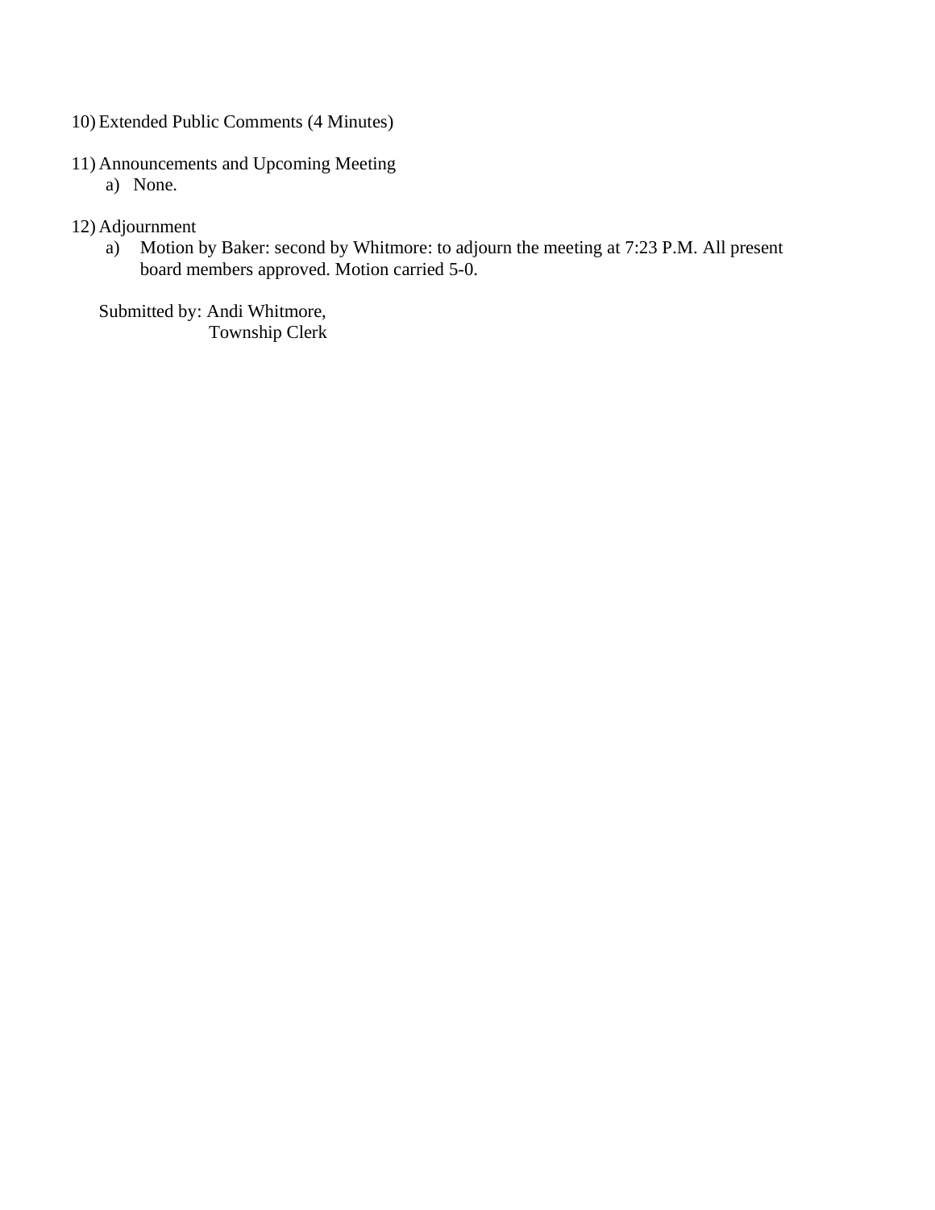10) Extended Public Comments (4 Minutes)

11) Announcements and Upcoming Meeting
    a) None.

12) Adjournment
    a) Motion by Baker: second by Whitmore: to adjourn the meeting at 7:23 P.M. All present board members approved. Motion carried 5-0.

Submitted by: Andi Whitmore,
Township Clerk